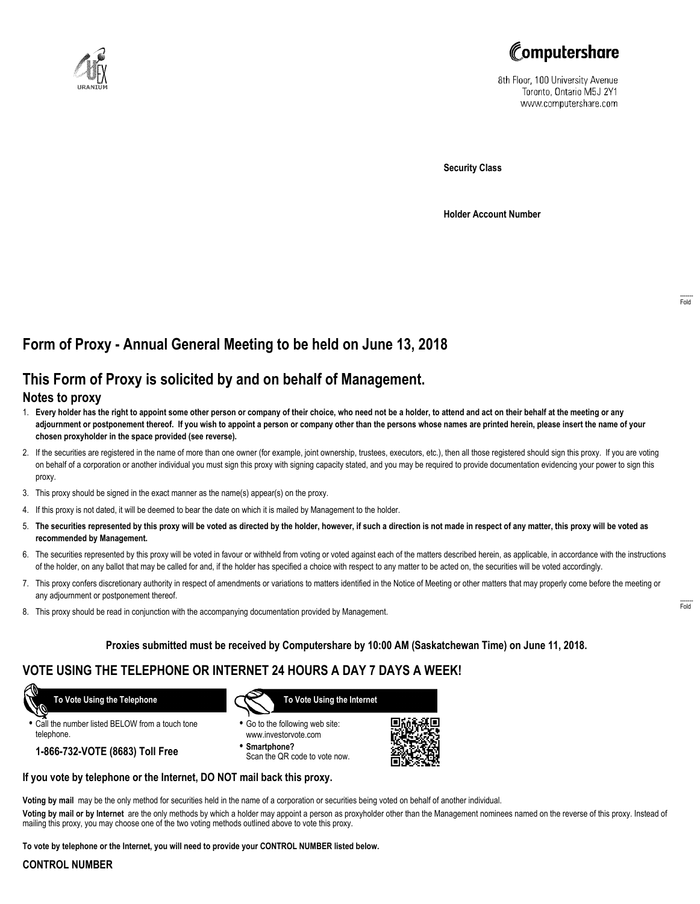Computershare

8th Floor, 100 University Avenue
Toronto, Ontario M5J 2Y1
www.computershare.com

**Security Class**

**Holder Account Number**

# Form of Proxy - Annual General Meeting to be held on June 13, 2018

## This Form of Proxy is solicited by and on behalf of Management.

### Notes to proxy

1. **Every holder has the right to appoint some other person or company of their choice, who need not be a holder, to attend and act on their behalf at the meeting or any adjournment or postponement thereof. If you wish to appoint a person or company other than the persons whose names are printed herein, please insert the name of your chosen proxyholder in the space provided (see reverse).**
2. If the securities are registered in the name of more than one owner (for example, joint ownership, trustees, executors, etc.), then all those registered should sign this proxy. If you are voting on behalf of a corporation or another individual you must sign this proxy with signing capacity stated, and you may be required to provide documentation evidencing your power to sign this proxy.
3. This proxy should be signed in the exact manner as the name(s) appear(s) on the proxy.
4. If this proxy is not dated, it will be deemed to bear the date on which it is mailed by Management to the holder.
5. **The securities represented by this proxy will be voted as directed by the holder, however, if such a direction is not made in respect of any matter, this proxy will be voted as recommended by Management.**
6. The securities represented by this proxy will be voted in favour or withheld from voting or voted against each of the matters described herein, as applicable, in accordance with the instructions of the holder, on any ballot that may be called for and, if the holder has specified a choice with respect to any matter to be acted on, the securities will be voted accordingly.
7. This proxy confers discretionary authority in respect of amendments or variations to matters identified in the Notice of Meeting or other matters that may properly come before the meeting or any adjournment or postponement thereof.
8. This proxy should be read in conjunction with the accompanying documentation provided by Management.

**Proxies submitted must be received by Computershare by 10:00 AM (Saskatchewan Time) on June 11, 2018.**

## VOTE USING THE TELEPHONE OR INTERNET 24 HOURS A DAY 7 DAYS A WEEK!

**To Vote Using the Telephone**

- Call the number listed BELOW from a touch tone telephone.

**1-866-732-VOTE (8683) Toll Free**

**To Vote Using the Internet**

- Go to the following web site: www.investorvote.com
- **Smartphone?** Scan the QR code to vote now.

**If you vote by telephone or the Internet, DO NOT mail back this proxy.**

**Voting by mail** may be the only method for securities held in the name of a corporation or securities being voted on behalf of another individual.

**Voting by mail or by Internet** are the only methods by which a holder may appoint a person as proxyholder other than the Management nominees named on the reverse of this proxy. Instead of mailing this proxy, you may choose one of the two voting methods outlined above to vote this proxy.

**To vote by telephone or the Internet, you will need to provide your CONTROL NUMBER listed below.**

**CONTROL NUMBER**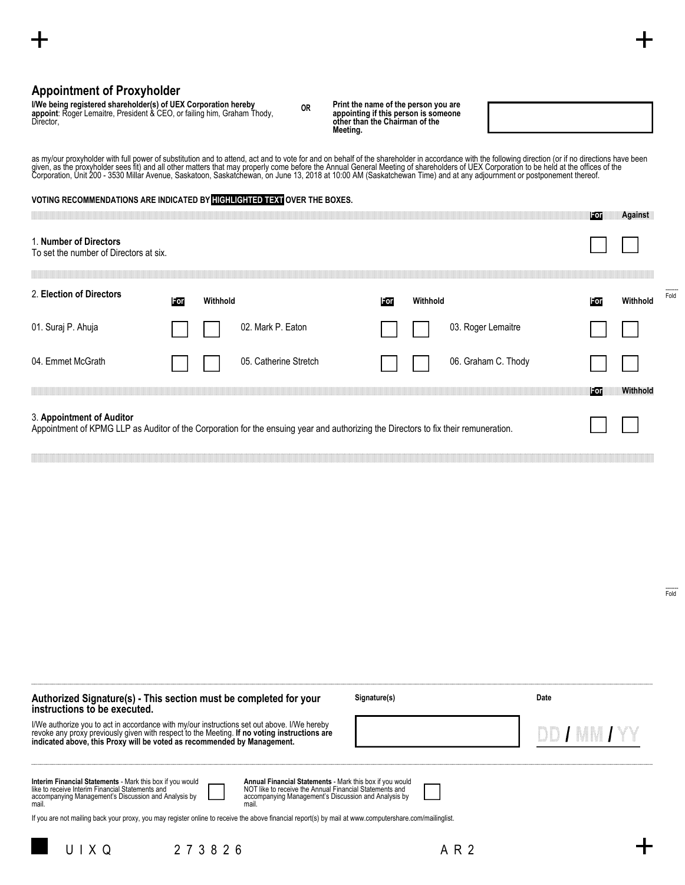## Appointment of Proxyholder

**I/We being registered shareholder(s) of UEX Corporation hereby appoint**: Roger Lemaitre, President & CEO, or failing him, Graham Thody, Director,

**OR**

**Print the name of the person you are appointing if this person is someone other than the Chairman of the Meeting.**

as my/our proxyholder with full power of substitution and to attend, act and to vote for and on behalf of the shareholder in accordance with the following direction (or if no directions have been given, as the proxyholder sees fit) and all other matters that may properly come before the Annual General Meeting of shareholders of UEX Corporation to be held at the offices of the Corporation, Unit 200 - 3530 Millar Avenue, Saskatoon, Saskatchewan, on June 13, 2018 at 10:00 AM (Saskatchewan Time) and at any adjournment or postponement thereof.

**VOTING RECOMMENDATIONS ARE INDICATED BY HIGHLIGHTED TEXT OVER THE BOXES.**

| | For | Against |
|---|---|---|
| 1. **Number of Directors**<br>To set the number of Directors at six. | ☐ | ☐ |

2. **Election of Directors**

| | For | Withhold | | For | Withhold | | For | Withhold |
|---|---|---|---|---|---|---|---|---|
| 01. Suraj P. Ahuja | ☐ | ☐ | 02. Mark P. Eaton | ☐ | ☐ | 03. Roger Lemaitre | ☐ | ☐ |
| 04. Emmet McGrath | ☐ | ☐ | 05. Catherine Stretch | ☐ | ☐ | 06. Graham C. Thody | ☐ | ☐ |

| | For | Withhold |
|---|---|---|
| 3. **Appointment of Auditor**<br>Appointment of KPMG LLP as Auditor of the Corporation for the ensuing year and authorizing the Directors to fix their remuneration. | ☐ | ☐ |

**Authorized Signature(s) - This section must be completed for your instructions to be executed.**

I/We authorize you to act in accordance with my/our instructions set out above. I/We hereby revoke any proxy previously given with respect to the Meeting. **If no voting instructions are indicated above, this Proxy will be voted as recommended by Management.**

**Signature(s)**

**Date**

DD / MM / YY

**Interim Financial Statements** - Mark this box if you would like to receive Interim Financial Statements and accompanying Management's Discussion and Analysis by mail. ☐

**Annual Financial Statements** - Mark this box if you would NOT like to receive the Annual Financial Statements and accompanying Management's Discussion and Analysis by mail. ☐

If you are not mailing back your proxy, you may register online to receive the above financial report(s) by mail at www.computershare.com/mailinglist.

U I X Q 2 7 3 8 2 6 A R 2